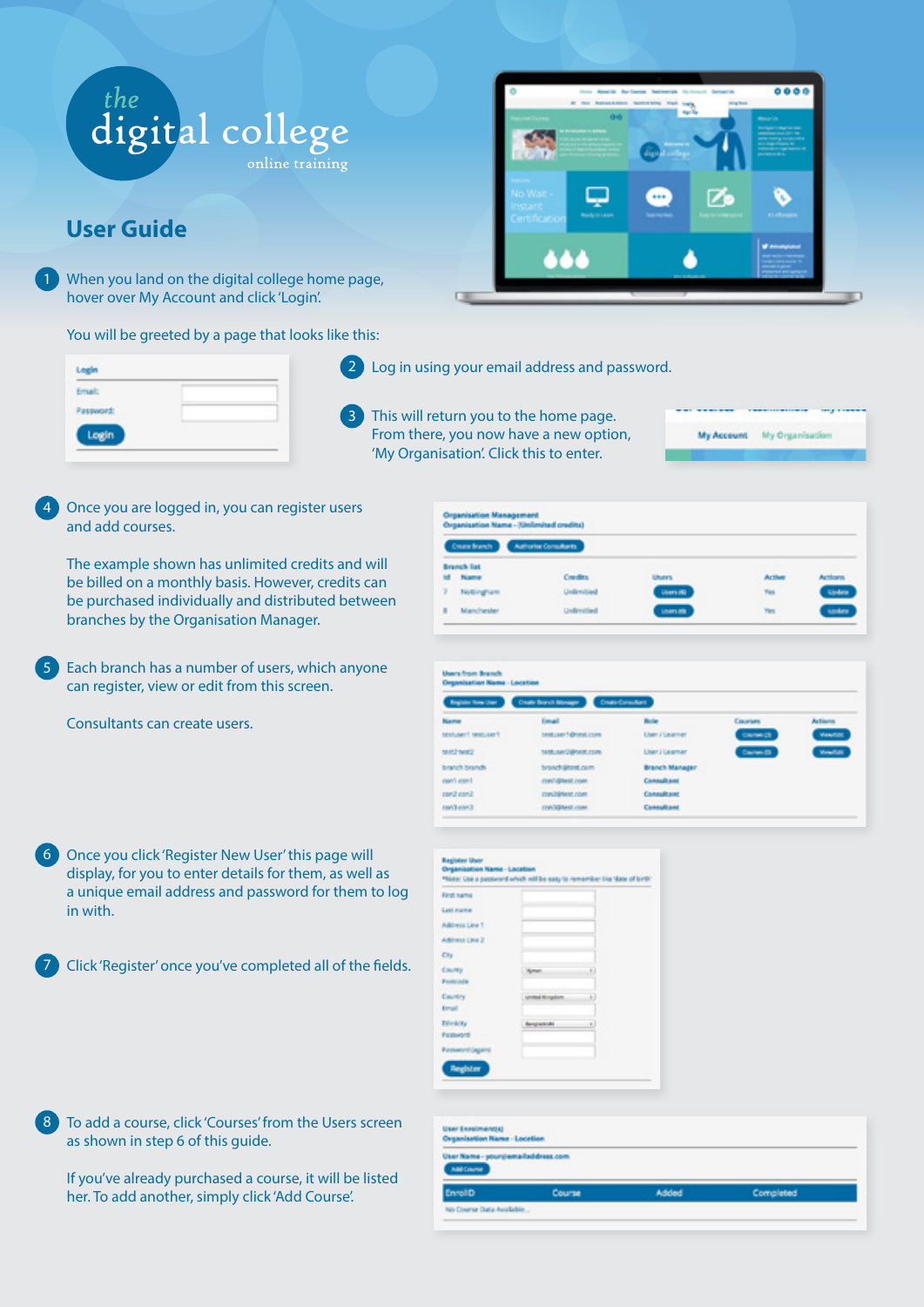the
digital college
online training

## User Guide

1. When you land on the digital college home page, hover over My Account and click 'Login'.

   You will be greeted by a page that looks like this:

   **Login**
   Email:
   Password:
   Login

2. Log in using your email address and password.

3. This will return you to the home page. From there, you now have a new option, 'My Organisation'. Click this to enter.

   My Account   My Organisation

4. Once you are logged in, you can register users and add courses.

   The example shown has unlimited credits and will be billed on a monthly basis. However, credits can be purchased individually and distributed between branches by the Organisation Manager.

   **Organisation Management**
   **Organisation Name - (Unlimited credits)**

   Create Branch   Authorise Consultants

   **Branch list**

   | Id | Name | Credits | Users | Active | Actions |
   |---|---|---|---|---|---|
   | 7 | Nottingham | Unlimited | Users (6) | Yes | Update |
   | 8 | Manchester | Unlimited | Users (8) | Yes | Update |

5. Each branch has a number of users, which anyone can register, view or edit from this screen.

   Consultants can create users.

   **Users from Branch**
   **Organisation Name - Location**

   Register New User   Create Branch Manager   Create Consultant

   | Name | Email | Role | Courses | Actions |
   |---|---|---|---|---|
   | testuser1 testuser1 | testuser1@test.com | User / Learner | Courses (3) | View/Edit |
   | test2 test2 | testuser2@test.com | User / Learner | Courses (3) | View/Edit |
   | branch branch | branch@test.com | Branch Manager | | |
   | con1 con1 | con1@test.com | Consultant | | |
   | con2 con2 | con2@test.com | Consultant | | |
   | con3 con3 | con3@test.com | Consultant | | |

6. Once you click 'Register New User' this page will display, for you to enter details for them, as well as a unique email address and password for them to log in with.

7. Click 'Register' once you've completed all of the fields.

   **Register User**
   **Organisation Name - Location**
   *Note: Use a password which will be easy to remember like 'date of birth'

   First name
   Last name
   Address Line 1
   Address Line 2
   City
   County
   Postcode
   Country
   Email
   Ethnicity
   Password
   Password (again)

   Register

8. To add a course, click 'Courses' from the Users screen as shown in step 6 of this guide.

   If you've already purchased a course, it will be listed her. To add another, simply click 'Add Course'.

   **User Enrolment(s)**
   **Organisation Name - Location**
   **User Name - youremailaddress.com**

   Add Course

   | EnrolID | Course | Added | Completed |
   |---|---|---|---|
   | No Course Data Available... | | | |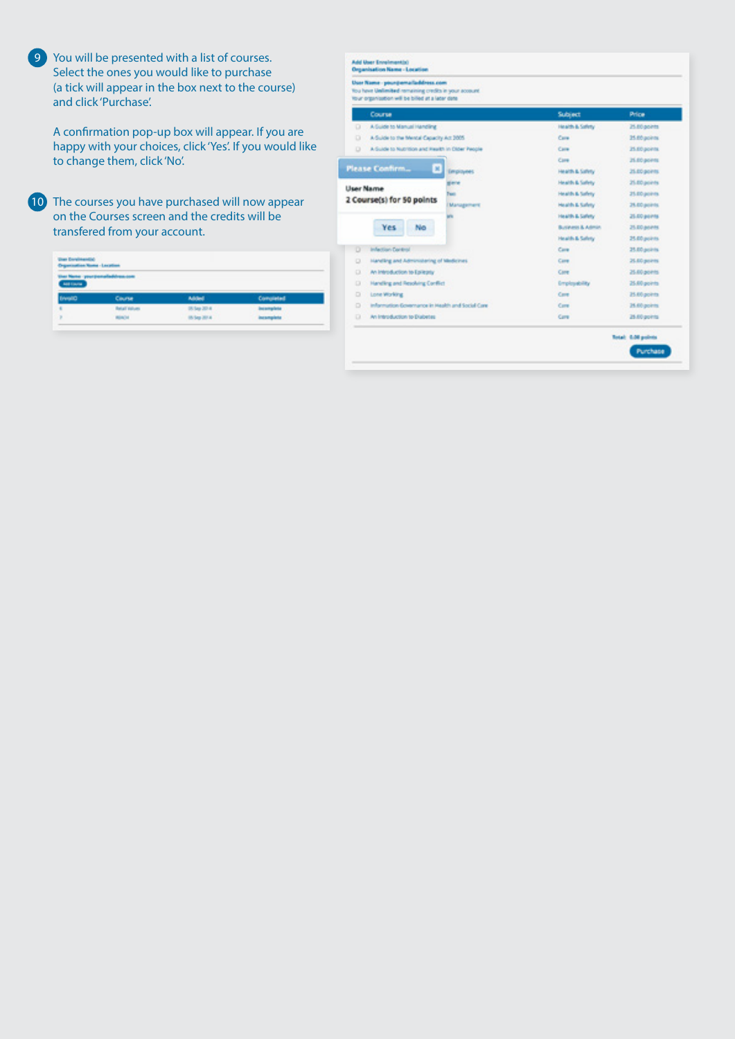9. You will be presented with a list of courses. Select the ones you would like to purchase (a tick will appear in the box next to the course) and click 'Purchase'.

   A confirmation pop-up box will appear. If you are happy with your choices, click 'Yes'. If you would like to change them, click 'No'.

10. The courses you have purchased will now appear on the Courses screen and the credits will be transfered from your account.